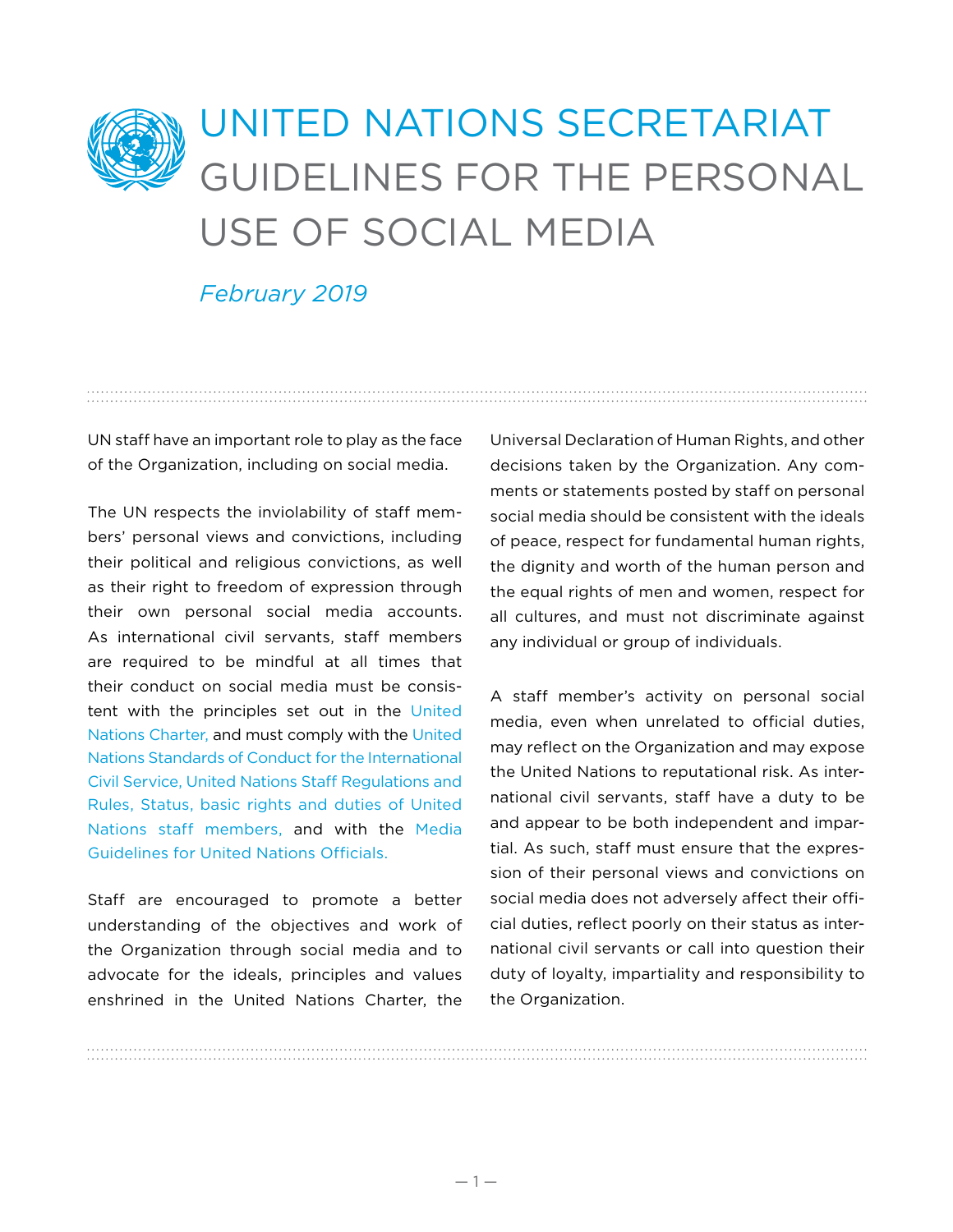# UNITED NATIONS SECRETARIAT GUIDELINES FOR THE PERSONAL USE OF SOCIAL MEDIA

*February 2019*

UN staff have an important role to play as the face of the Organization, including on social media.

The UN respects the inviolability of staff members' personal views and convictions, including their political and religious convictions, as well as their right to freedom of expression through their own personal social media accounts. As international civil servants, staff members are required to be mindful at all times that their conduct on social media must be consistent with the principles set out in the United Nations Charter, and must comply with the United Nations Standards of Conduct for the International Civil Service, United Nations Staff Regulations and Rules, Status, basic rights and duties of United Nations staff members, and with the Media Guidelines for United Nations Officials.

Staff are encouraged to promote a better understanding of the objectives and work of the Organization through social media and to advocate for the ideals, principles and values enshrined in the United Nations Charter, the Universal Declaration of Human Rights, and other decisions taken by the Organization. Any comments or statements posted by staff on personal social media should be consistent with the ideals of peace, respect for fundamental human rights, the dignity and worth of the human person and the equal rights of men and women, respect for all cultures, and must not discriminate against any individual or group of individuals.

A staff member's activity on personal social media, even when unrelated to official duties, may reflect on the Organization and may expose the United Nations to reputational risk. As international civil servants, staff have a duty to be and appear to be both independent and impartial. As such, staff must ensure that the expression of their personal views and convictions on social media does not adversely affect their official duties, reflect poorly on their status as international civil servants or call into question their duty of loyalty, impartiality and responsibility to the Organization.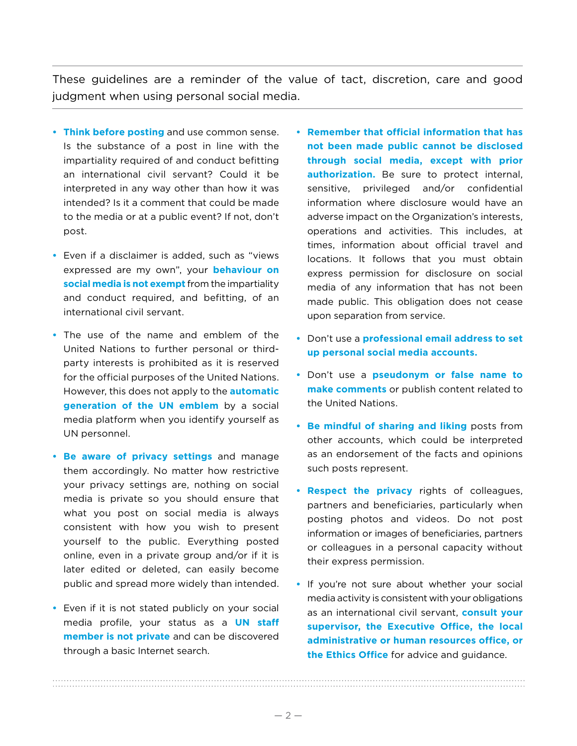These guidelines are a reminder of the value of tact, discretion, care and good judgment when using personal social media.

- **Think before posting** and use common sense. Is the substance of a post in line with the impartiality required of and conduct befitting an international civil servant? Could it be interpreted in any way other than how it was intended? Is it a comment that could be made to the media or at a public event? If not, don't post.

- Even if a disclaimer is added, such as "views expressed are my own", your **behaviour on social media is not exempt** from the impartiality and conduct required, and befitting, of an international civil servant.

- The use of the name and emblem of the United Nations to further personal or third-party interests is prohibited as it is reserved for the official purposes of the United Nations. However, this does not apply to the **automatic generation of the UN emblem** by a social media platform when you identify yourself as UN personnel.

- **Be aware of privacy settings** and manage them accordingly. No matter how restrictive your privacy settings are, nothing on social media is private so you should ensure that what you post on social media is always consistent with how you wish to present yourself to the public. Everything posted online, even in a private group and/or if it is later edited or deleted, can easily become public and spread more widely than intended.

- Even if it is not stated publicly on your social media profile, your status as a **UN staff member is not private** and can be discovered through a basic Internet search.

- **Remember that official information that has not been made public cannot be disclosed through social media, except with prior authorization.** Be sure to protect internal, sensitive, privileged and/or confidential information where disclosure would have an adverse impact on the Organization's interests, operations and activities. This includes, at times, information about official travel and locations. It follows that you must obtain express permission for disclosure on social media of any information that has not been made public. This obligation does not cease upon separation from service.

- Don't use a **professional email address to set up personal social media accounts.**

- Don't use a **pseudonym or false name to make comments** or publish content related to the United Nations.

- **Be mindful of sharing and liking** posts from other accounts, which could be interpreted as an endorsement of the facts and opinions such posts represent.

- **Respect the privacy** rights of colleagues, partners and beneficiaries, particularly when posting photos and videos. Do not post information or images of beneficiaries, partners or colleagues in a personal capacity without their express permission.

- If you're not sure about whether your social media activity is consistent with your obligations as an international civil servant, **consult your supervisor, the Executive Office, the local administrative or human resources office, or the Ethics Office** for advice and guidance.